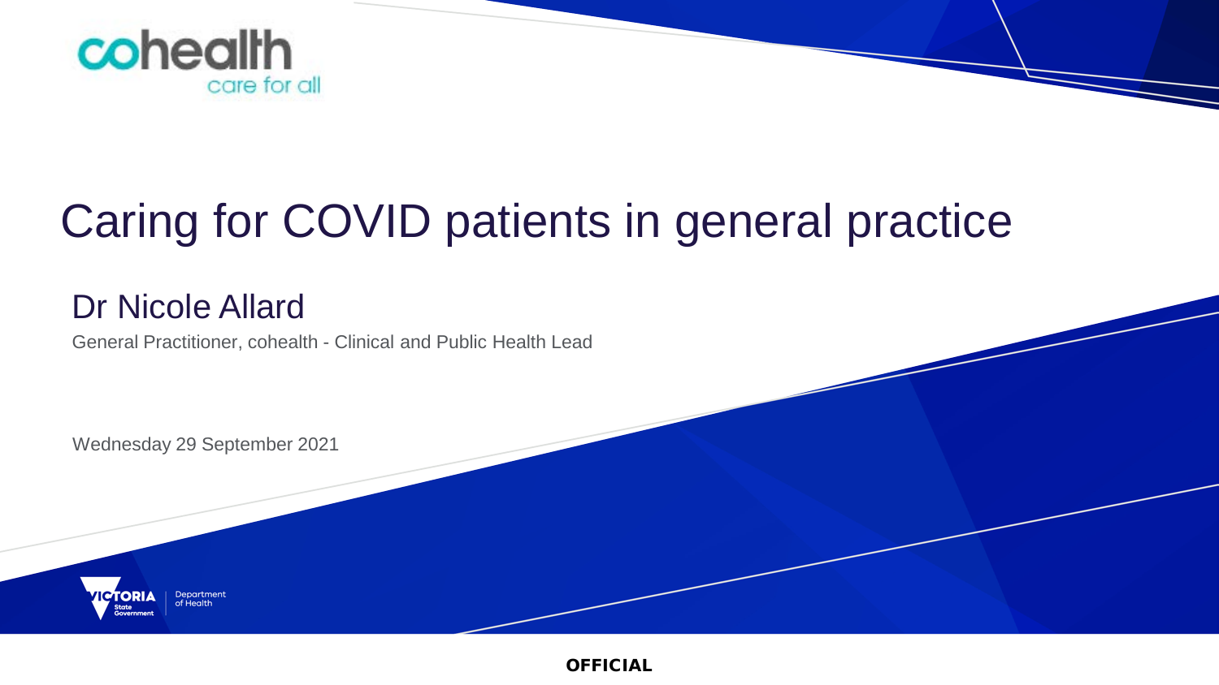cohealth
care for all

# Caring for COVID patients in general practice

## Dr Nicole Allard

General Practitioner, cohealth - Clinical and Public Health Lead

Wednesday 29 September 2021

VICTORIA State Government | Department of Health

OFFICIAL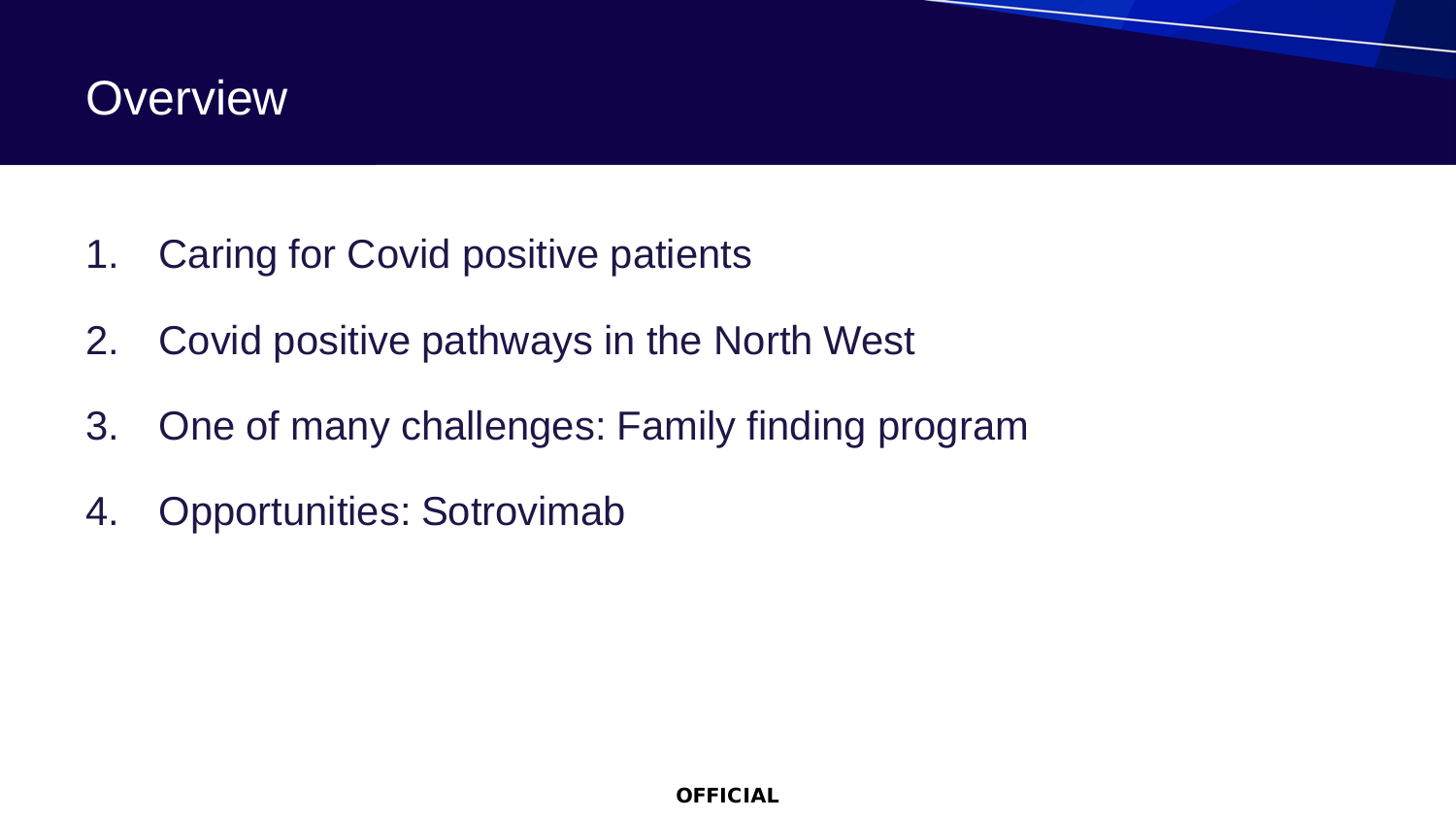# Overview

1. Caring for Covid positive patients
2. Covid positive pathways in the North West
3. One of many challenges: Family finding program
4. Opportunities: Sotrovimab

**OFFICIAL**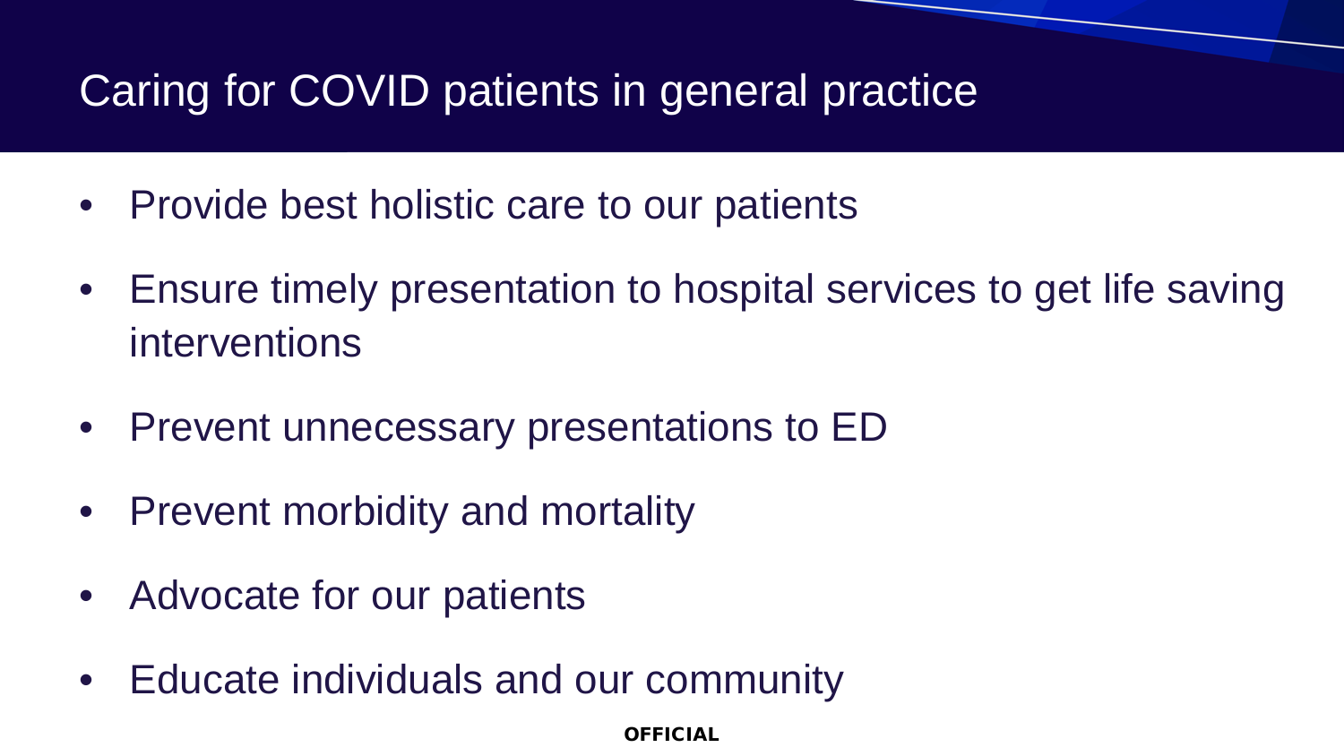# Caring for COVID patients in general practice

- Provide best holistic care to our patients
- Ensure timely presentation to hospital services to get life saving interventions
- Prevent unnecessary presentations to ED
- Prevent morbidity and mortality
- Advocate for our patients
- Educate individuals and our community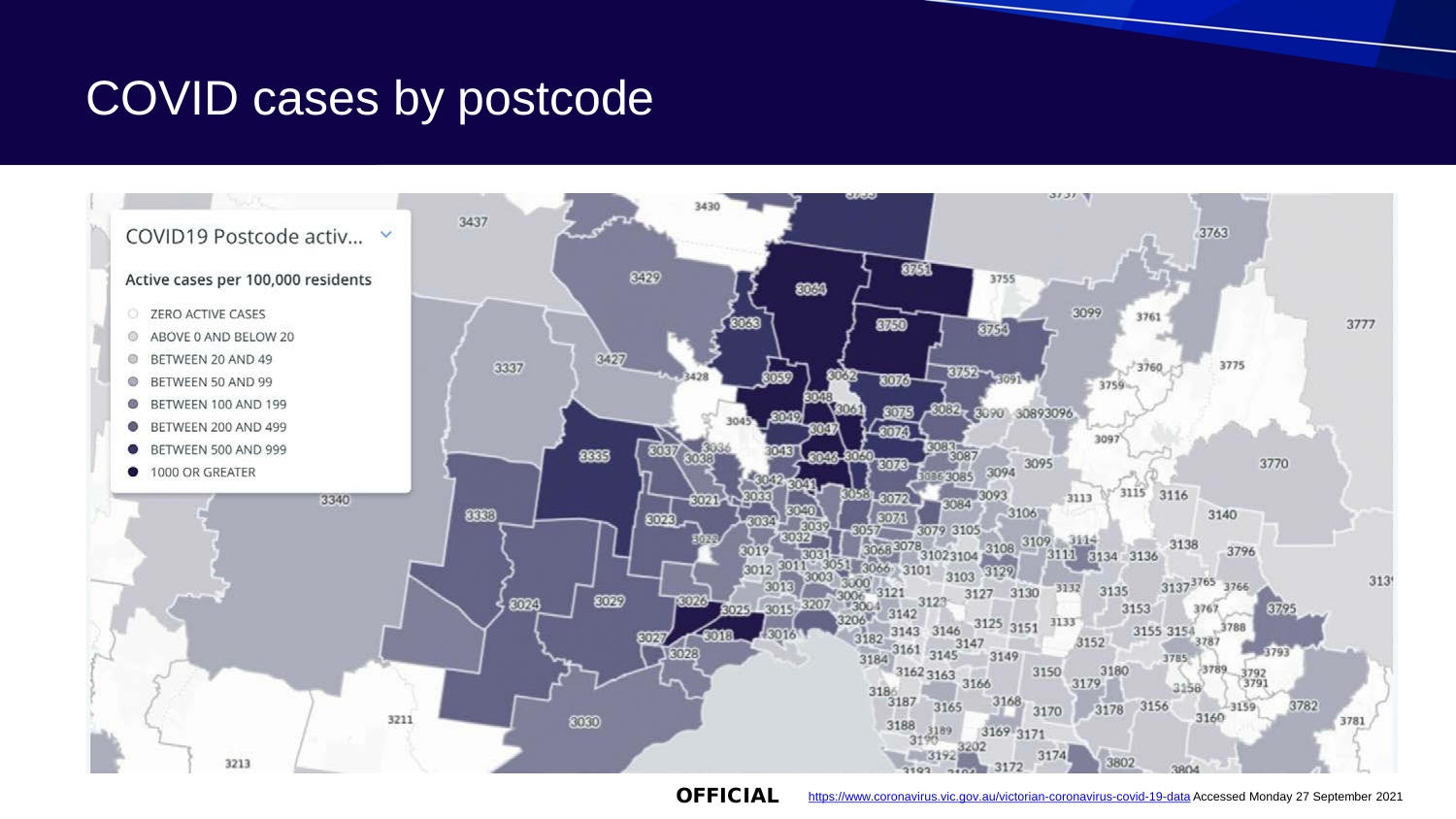# COVID cases by postcode

COVID19 Postcode activ...

Active cases per 100,000 residents

- ZERO ACTIVE CASES
- ABOVE 0 AND BELOW 20
- BETWEEN 20 AND 49
- BETWEEN 50 AND 99
- BETWEEN 100 AND 199
- BETWEEN 200 AND 499
- BETWEEN 500 AND 999
- 1000 OR GREATER

**OFFICIAL** https://www.coronavirus.vic.gov.au/victorian-coronavirus-covid-19-data Accessed Monday 27 September 2021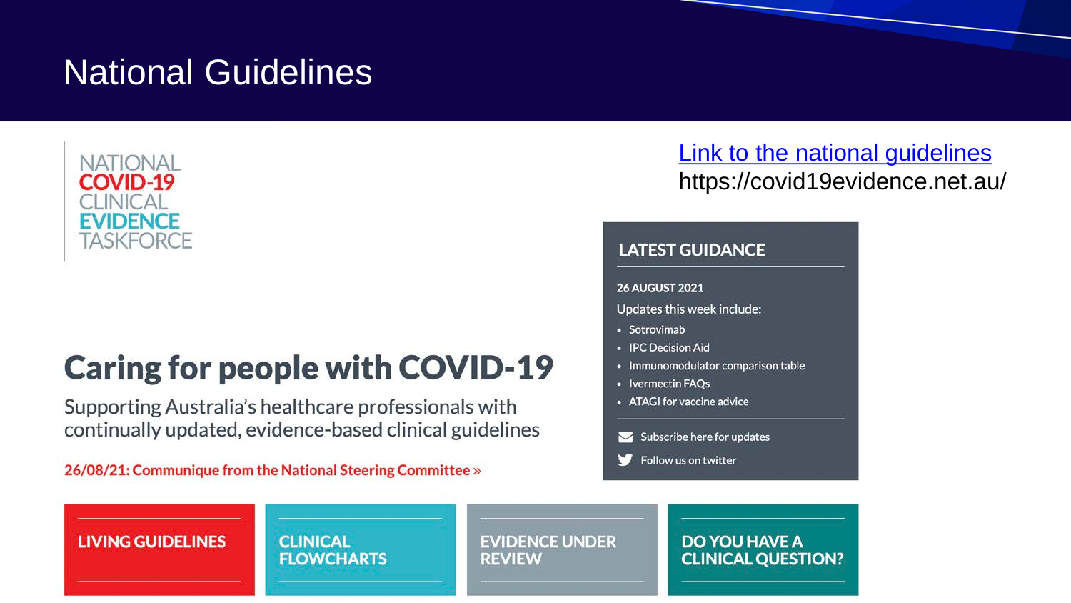# National Guidelines

NATIONAL
COVID-19
CLINICAL
EVIDENCE
TASKFORCE

[Link to the national guidelines](https://covid19evidence.net.au/)
https://covid19evidence.net.au/

## Caring for people with COVID-19

Supporting Australia's healthcare professionals with continually updated, evidence-based clinical guidelines

**26/08/21: Communique from the National Steering Committee »**

### LATEST GUIDANCE

**26 AUGUST 2021**

Updates this week include:

- Sotrovimab
- IPC Decision Aid
- Immunomodulator comparison table
- Ivermectin FAQs
- ATAGI for vaccine advice

Subscribe here for updates

Follow us on twitter

**LIVING GUIDELINES**

**CLINICAL FLOWCHARTS**

**EVIDENCE UNDER REVIEW**

**DO YOU HAVE A CLINICAL QUESTION?**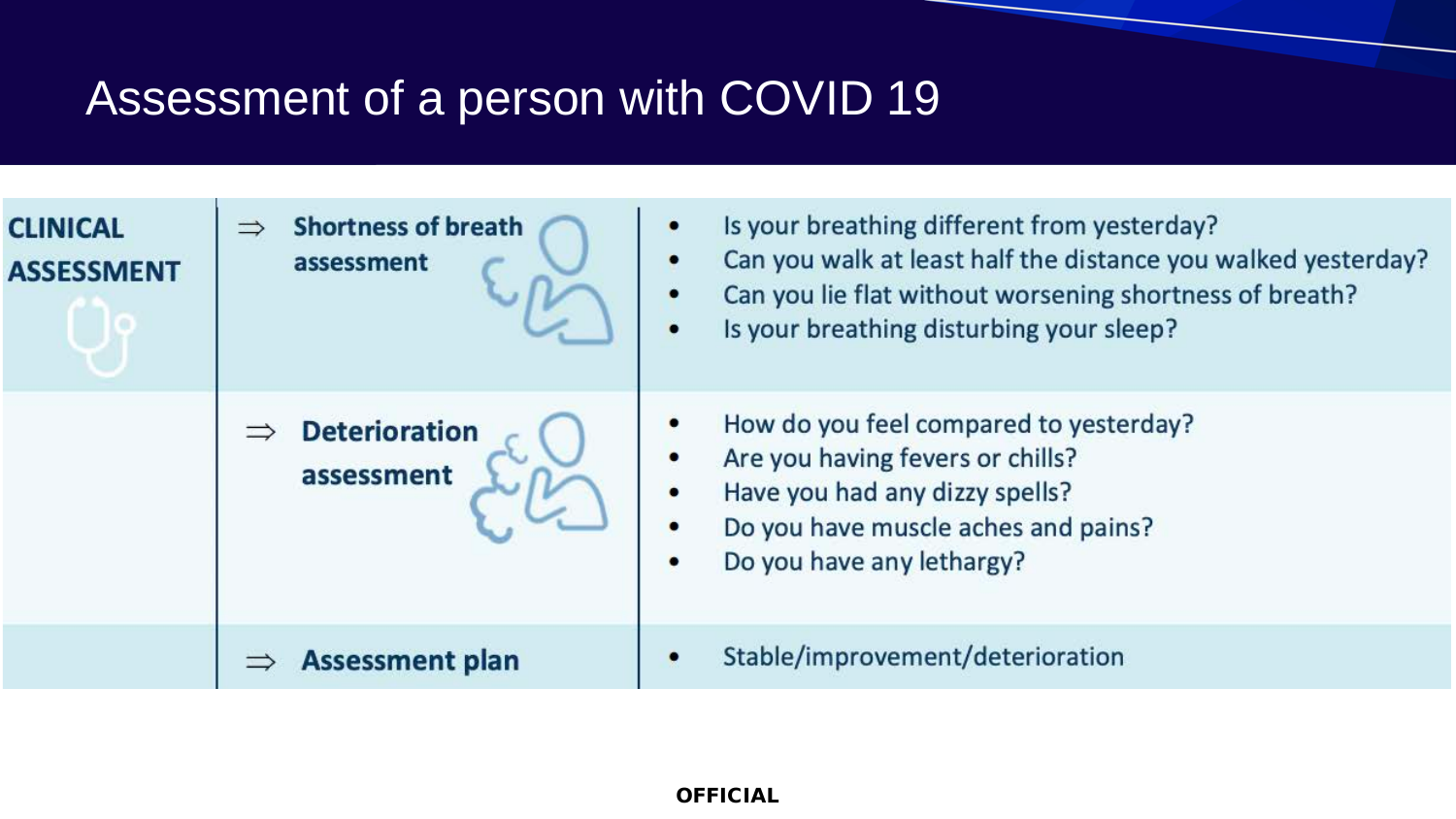# Assessment of a person with COVID 19

| CLINICAL ASSESSMENT | | |
|---|---|---|
| | ⇒ **Shortness of breath assessment** | • Is your breathing different from yesterday?<br>• Can you walk at least half the distance you walked yesterday?<br>• Can you lie flat without worsening shortness of breath?<br>• Is your breathing disturbing your sleep? |
| | ⇒ **Deterioration assessment** | • How do you feel compared to yesterday?<br>• Are you having fevers or chills?<br>• Have you had any dizzy spells?<br>• Do you have muscle aches and pains?<br>• Do you have any lethargy? |
| | ⇒ **Assessment plan** | • Stable/improvement/deterioration |

**OFFICIAL**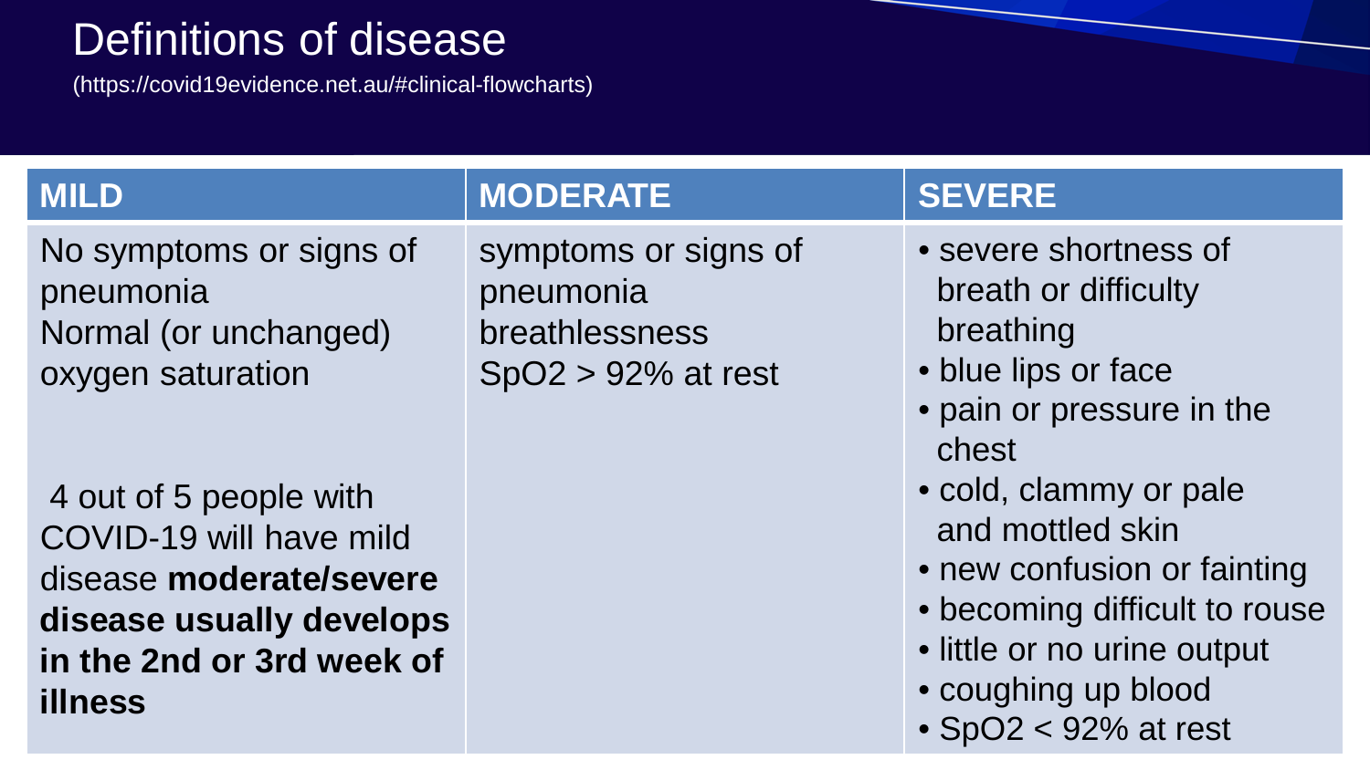# Definitions of disease

(https://covid19evidence.net.au/#clinical-flowcharts)

| MILD | MODERATE | SEVERE |
| --- | --- | --- |
| No symptoms or signs of pneumonia<br>Normal (or unchanged) oxygen saturation<br><br>4 out of 5 people with COVID-19 will have mild disease **moderate/severe disease usually develops in the 2nd or 3rd week of illness** | symptoms or signs of pneumonia<br>breathlessness<br>SpO2 > 92% at rest | • severe shortness of breath or difficulty breathing<br>• blue lips or face<br>• pain or pressure in the chest<br>• cold, clammy or pale and mottled skin<br>• new confusion or fainting<br>• becoming difficult to rouse<br>• little or no urine output<br>• coughing up blood<br>• SpO2 < 92% at rest |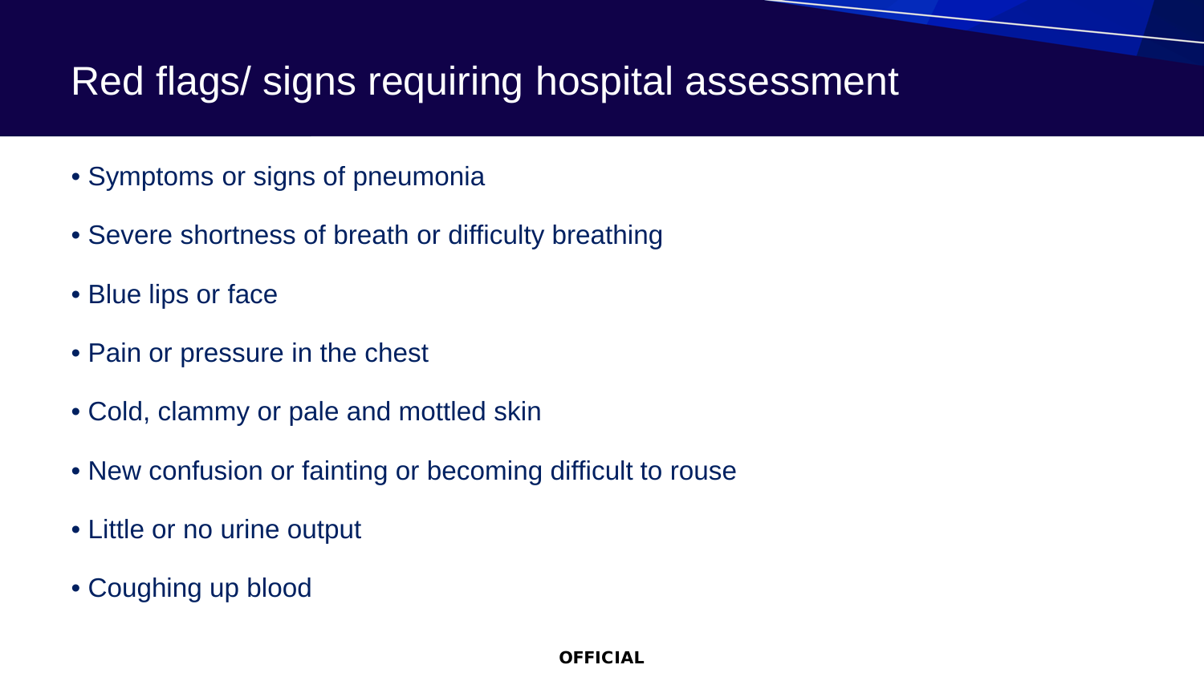# Red flags/ signs requiring hospital assessment

- Symptoms or signs of pneumonia
- Severe shortness of breath or difficulty breathing
- Blue lips or face
- Pain or pressure in the chest
- Cold, clammy or pale and mottled skin
- New confusion or fainting or becoming difficult to rouse
- Little or no urine output
- Coughing up blood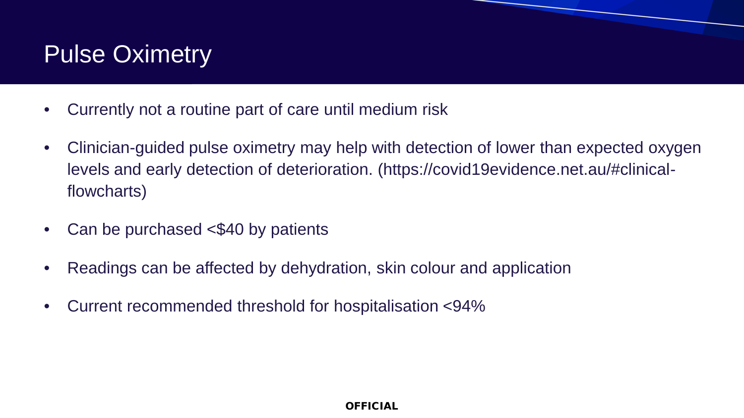# Pulse Oximetry

- Currently not a routine part of care until medium risk
- Clinician-guided pulse oximetry may help with detection of lower than expected oxygen levels and early detection of deterioration. (https://covid19evidence.net.au/#clinical-flowcharts)
- Can be purchased <$40 by patients
- Readings can be affected by dehydration, skin colour and application
- Current recommended threshold for hospitalisation <94%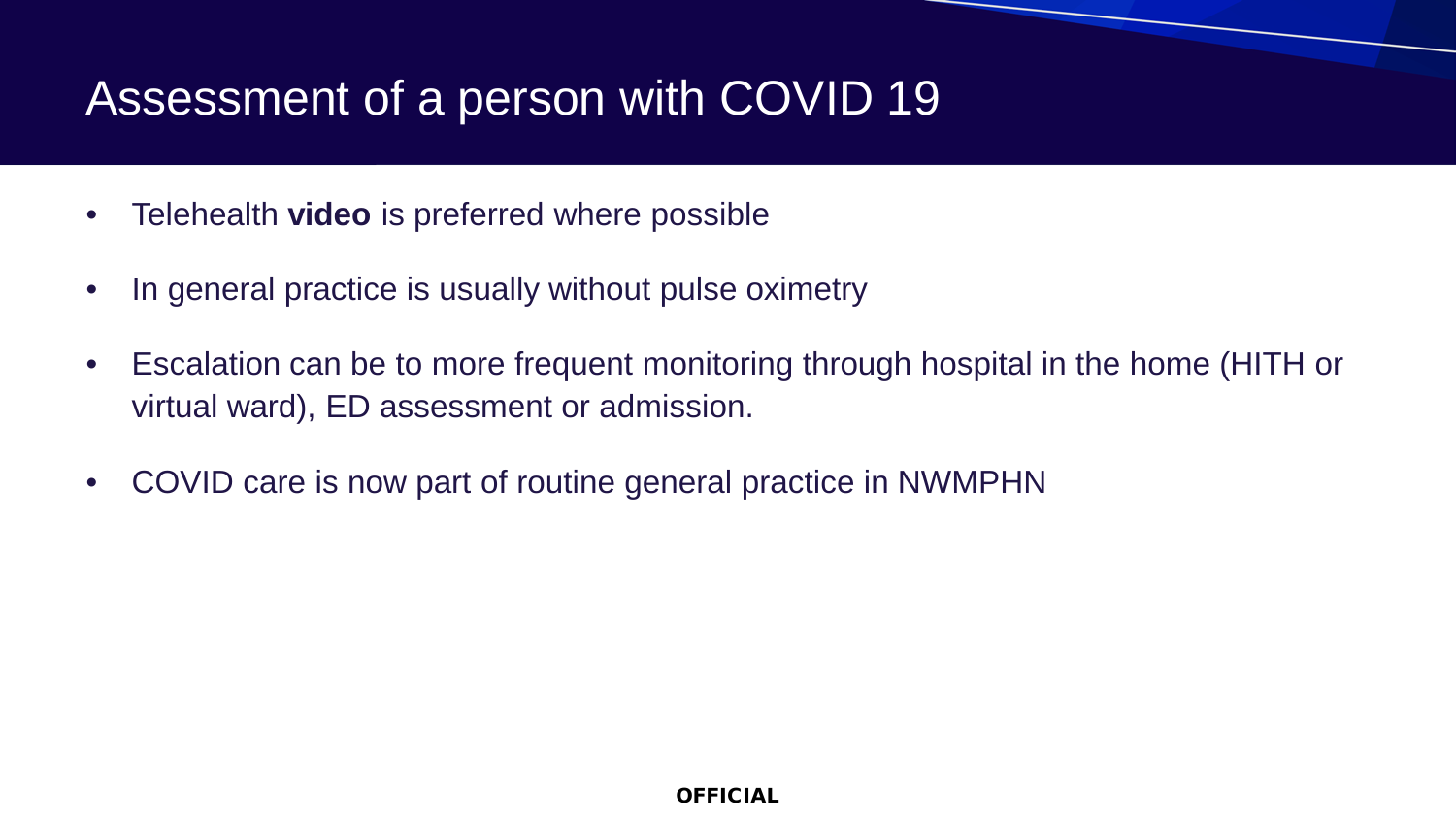# Assessment of a person with COVID 19

- Telehealth **video** is preferred where possible
- In general practice is usually without pulse oximetry
- Escalation can be to more frequent monitoring through hospital in the home (HITH or virtual ward), ED assessment or admission.
- COVID care is now part of routine general practice in NWMPHN

**OFFICIAL**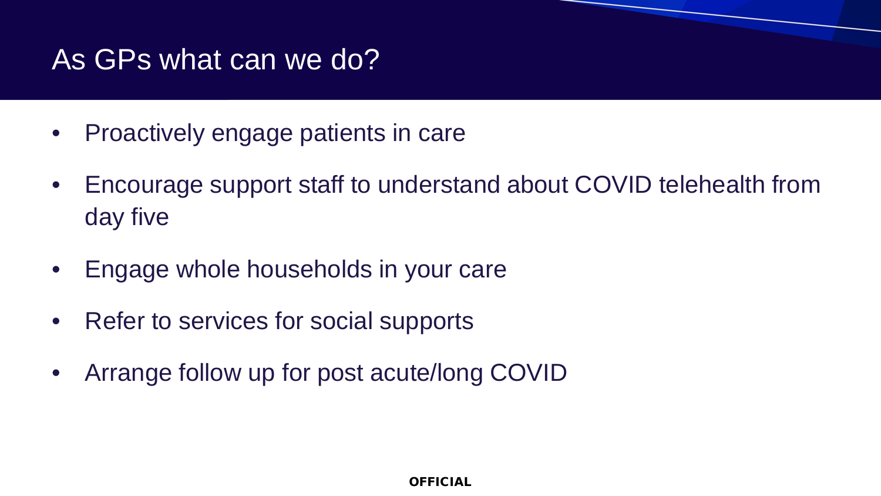# As GPs what can we do?

- Proactively engage patients in care
- Encourage support staff to understand about COVID telehealth from day five
- Engage whole households in your care
- Refer to services for social supports
- Arrange follow up for post acute/long COVID

**OFFICIAL**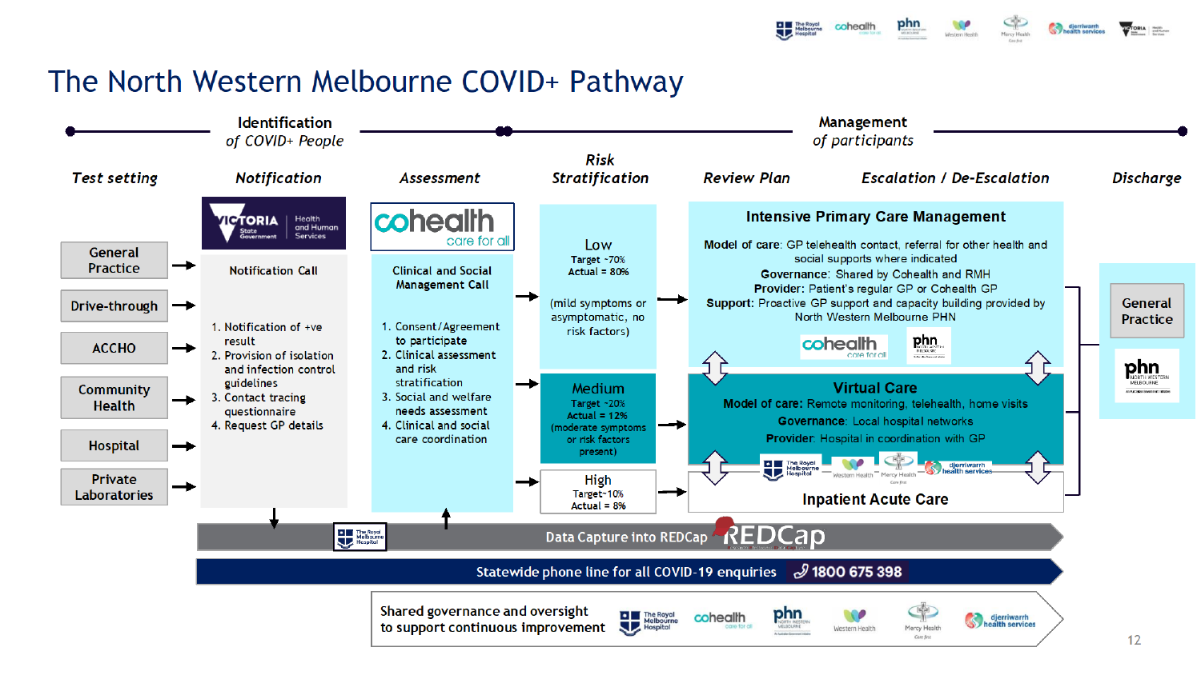# The North Western Melbourne COVID+ Pathway

**Identification** *of COVID+ People*

**Management** *of participants*

| *Test setting* | *Notification* | *Assessment* | *Risk Stratification* | *Review Plan* | *Escalation / De-Escalation* | *Discharge* |
|---|---|---|---|---|---|---|

## Test setting

- General Practice
- Drive-through
- ACCHO
- Community Health
- Hospital
- Private Laboratories

## Notification (Victoria State Government Health and Human Services)

Notification Call

1. Notification of +ve result
2. Provision of isolation and infection control guidelines
3. Contact tracing questionnaire
4. Request GP details

## Assessment (cohealth – care for all)

Clinical and Social Management Call

1. Consent/Agreement to participate
2. Clinical assessment and risk stratification
3. Social and welfare needs assessment
4. Clinical and social care coordination

## Risk Stratification

**Low**
Target ~70%
Actual = 80%
(mild symptoms or asymptomatic, no risk factors)

**Medium**
Target ~20%
Actual = 12%
(moderate symptoms or risk factors present)

**High**
Target~10%
Actual = 8%

## Intensive Primary Care Management

**Model of care**: GP telehealth contact, referral for other health and social supports where indicated
**Governance**: Shared by Cohealth and RMH
**Provider**: Patient's regular GP or Cohealth GP
**Support**: Proactive GP support and capacity building provided by North Western Melbourne PHN

## Virtual Care

**Model of care**: Remote monitoring, telehealth, home visits
**Governance**: Local hospital networks
**Provider**: Hospital in coordination with GP

## Inpatient Acute Care

## Discharge

General Practice

Data Capture into REDCap

Statewide phone line for all COVID-19 enquiries 1800 675 398

Shared governance and oversight to support continuous improvement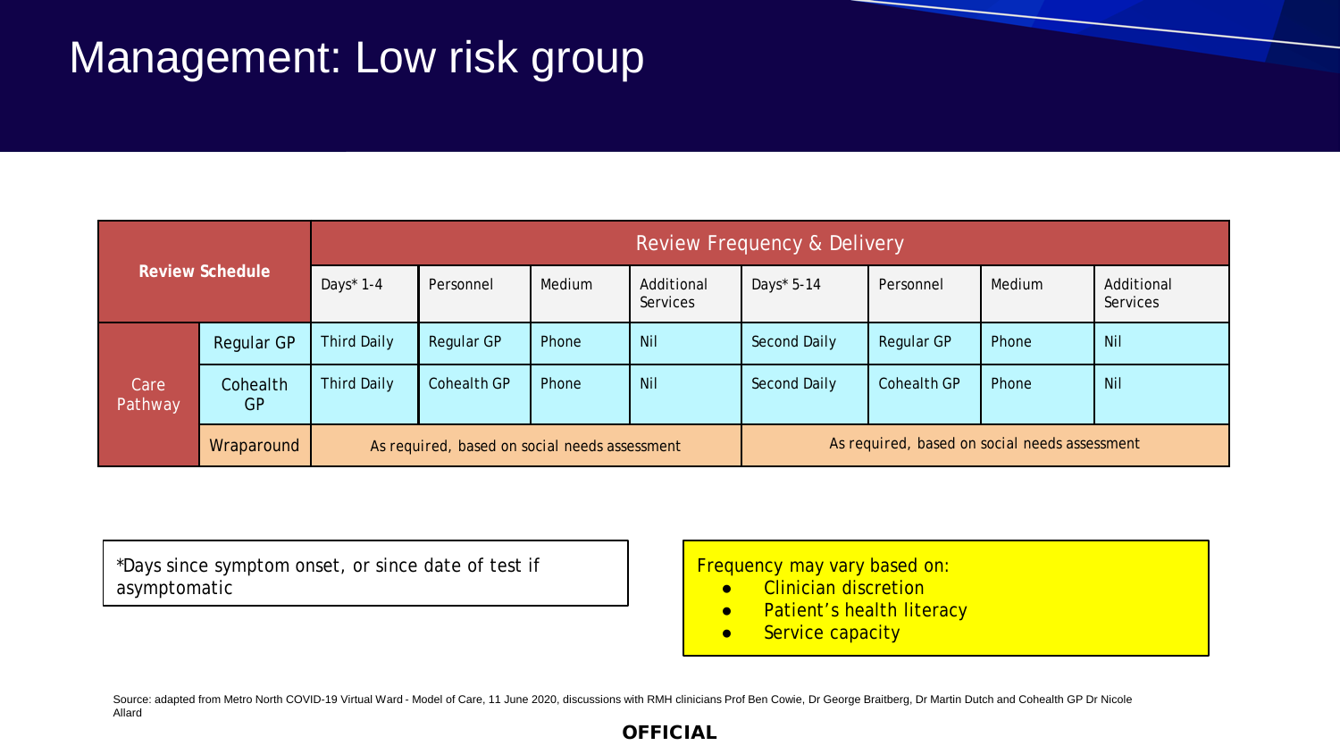# Management: Low risk group

| Review Schedule | | Review Frequency & Delivery | | | | | | | |
|---|---|---|---|---|---|---|---|---|---|
| | | Days* 1-4 | Personnel | Medium | Additional Services | Days* 5-14 | Personnel | Medium | Additional Services |
| Care Pathway | Regular GP | Third Daily | Regular GP | Phone | Nil | Second Daily | Regular GP | Phone | Nil |
| | Cohealth GP | Third Daily | Cohealth GP | Phone | Nil | Second Daily | Cohealth GP | Phone | Nil |
| | Wraparound | As required, based on social needs assessment | | | | As required, based on social needs assessment | | | |

*Days since symptom onset, or since date of test if asymptomatic

Frequency may vary based on:

- Clinician discretion
- Patient's health literacy
- Service capacity

Source: adapted from Metro North COVID-19 Virtual Ward - Model of Care, 11 June 2020, discussions with RMH clinicians Prof Ben Cowie, Dr George Braitberg, Dr Martin Dutch and Cohealth GP Dr Nicole Allard

**OFFICIAL**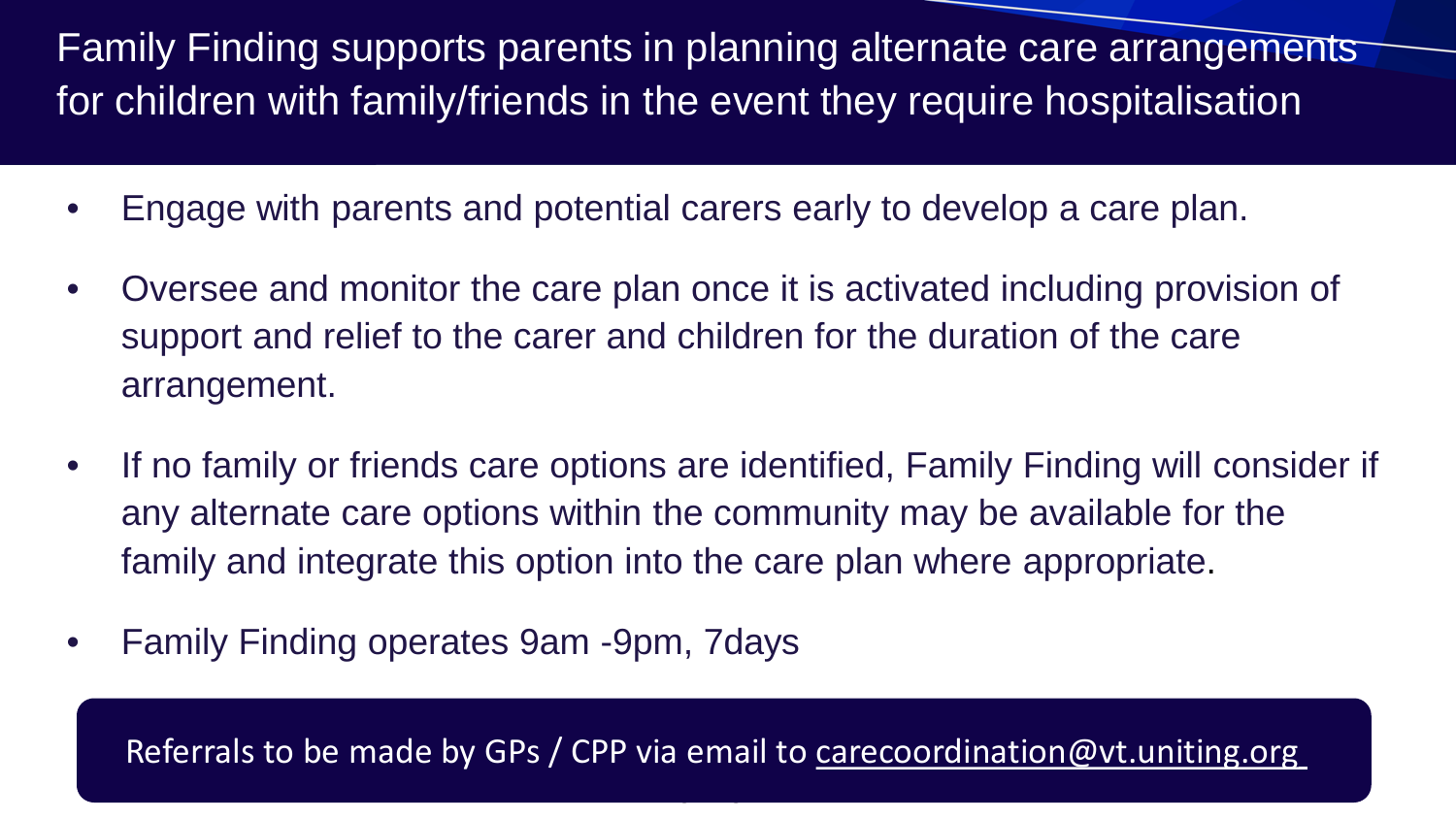# Family Finding supports parents in planning alternate care arrangements for children with family/friends in the event they require hospitalisation

- Engage with parents and potential carers early to develop a care plan.
- Oversee and monitor the care plan once it is activated including provision of support and relief to the carer and children for the duration of the care arrangement.
- If no family or friends care options are identified, Family Finding will consider if any alternate care options within the community may be available for the family and integrate this option into the care plan where appropriate.
- Family Finding operates 9am -9pm, 7days

Referrals to be made by GPs / CPP via email to carecoordination@vt.uniting.org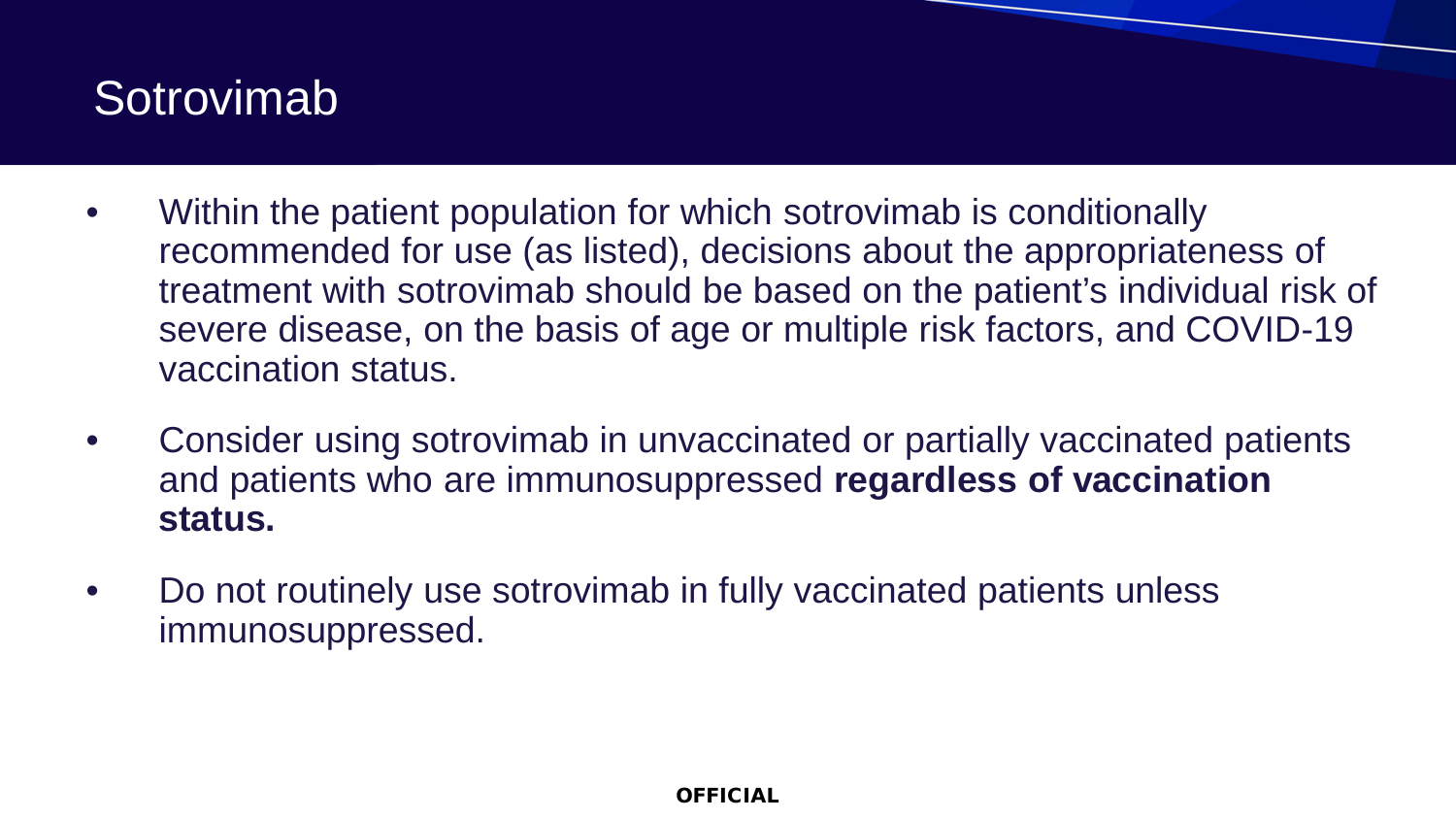# Sotrovimab

- Within the patient population for which sotrovimab is conditionally recommended for use (as listed), decisions about the appropriateness of treatment with sotrovimab should be based on the patient's individual risk of severe disease, on the basis of age or multiple risk factors, and COVID-19 vaccination status.
- Consider using sotrovimab in unvaccinated or partially vaccinated patients and patients who are immunosuppressed **regardless of vaccination status.**
- Do not routinely use sotrovimab in fully vaccinated patients unless immunosuppressed.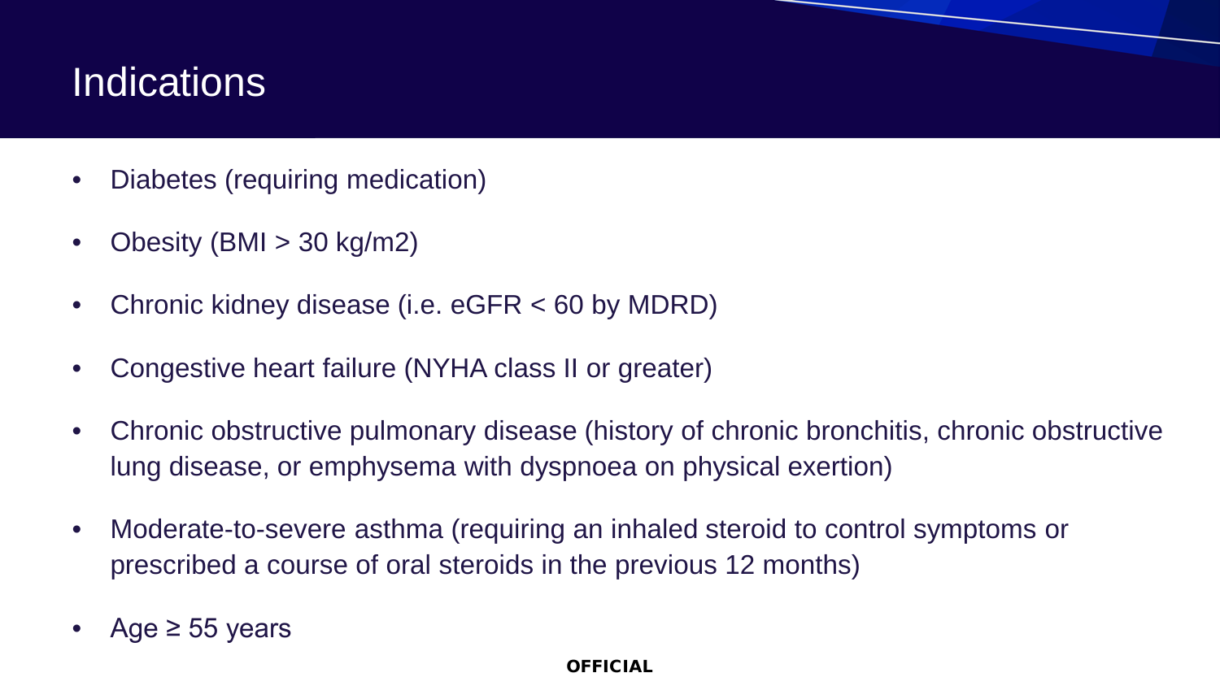# Indications

- Diabetes (requiring medication)
- Obesity (BMI > 30 kg/m2)
- Chronic kidney disease (i.e. eGFR < 60 by MDRD)
- Congestive heart failure (NYHA class II or greater)
- Chronic obstructive pulmonary disease (history of chronic bronchitis, chronic obstructive lung disease, or emphysema with dyspnoea on physical exertion)
- Moderate-to-severe asthma (requiring an inhaled steroid to control symptoms or prescribed a course of oral steroids in the previous 12 months)
- Age ≥ 55 years

**OFFICIAL**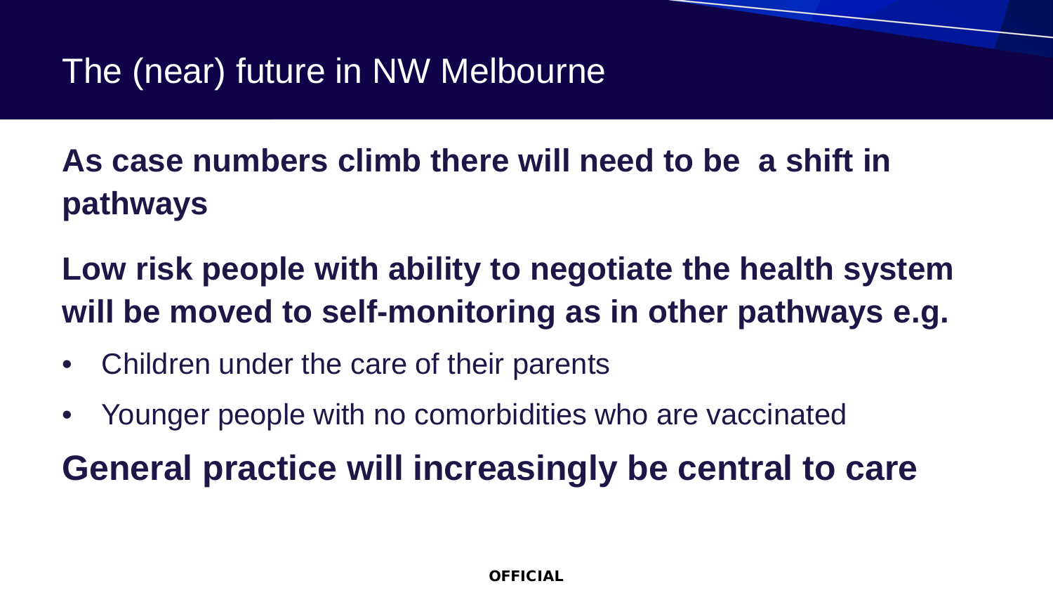# The (near) future in NW Melbourne

**As case numbers climb there will need to be a shift in pathways**

**Low risk people with ability to negotiate the health system will be moved to self-monitoring as in other pathways e.g.**

- Children under the care of their parents
- Younger people with no comorbidities who are vaccinated

**General practice will increasingly be central to care**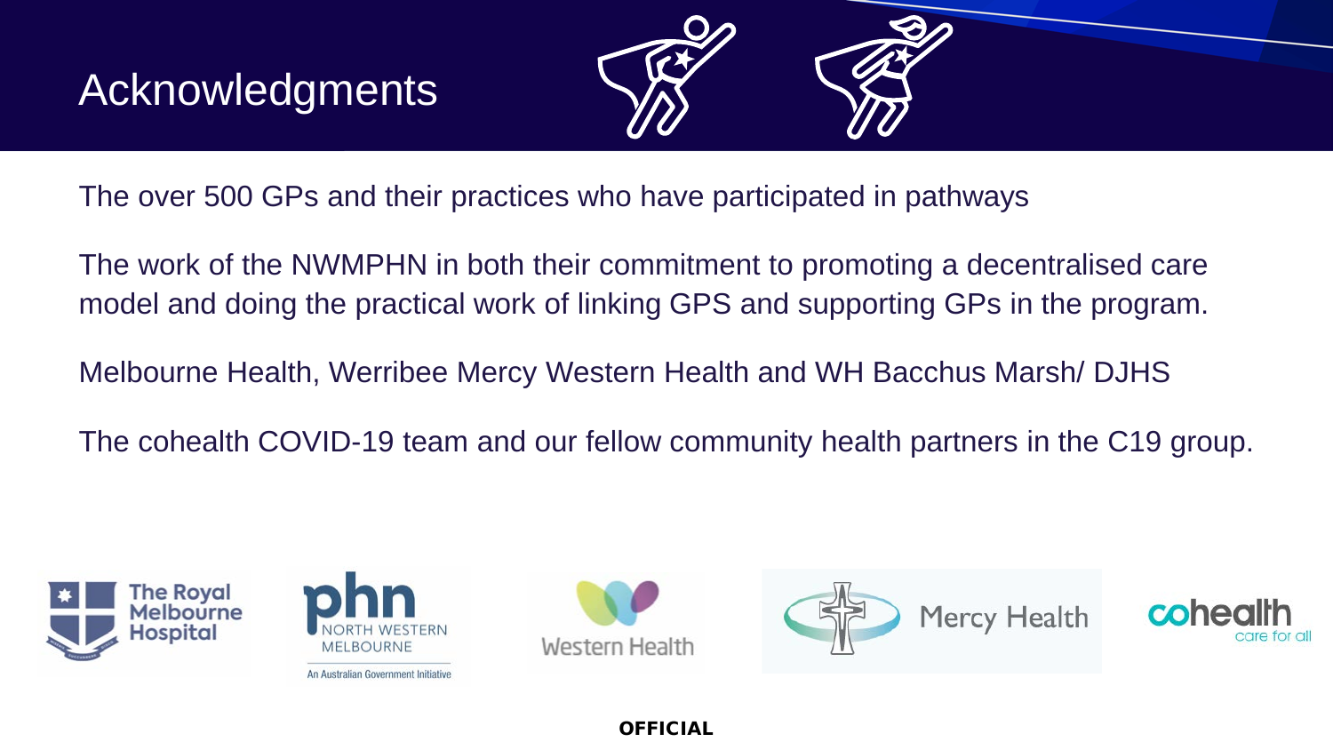# Acknowledgments

The over 500 GPs and their practices who have participated in pathways

The work of the NWMPHN in both their commitment to promoting a decentralised care model and doing the practical work of linking GPS and supporting GPs in the program.

Melbourne Health, Werribee Mercy Western Health and WH Bacchus Marsh/ DJHS

The cohealth COVID-19 team and our fellow community health partners in the C19 group.

The Royal Melbourne Hospital

phn NORTH WESTERN MELBOURNE An Australian Government Initiative

Western Health

Mercy Health

cohealth care for all

OFFICIAL